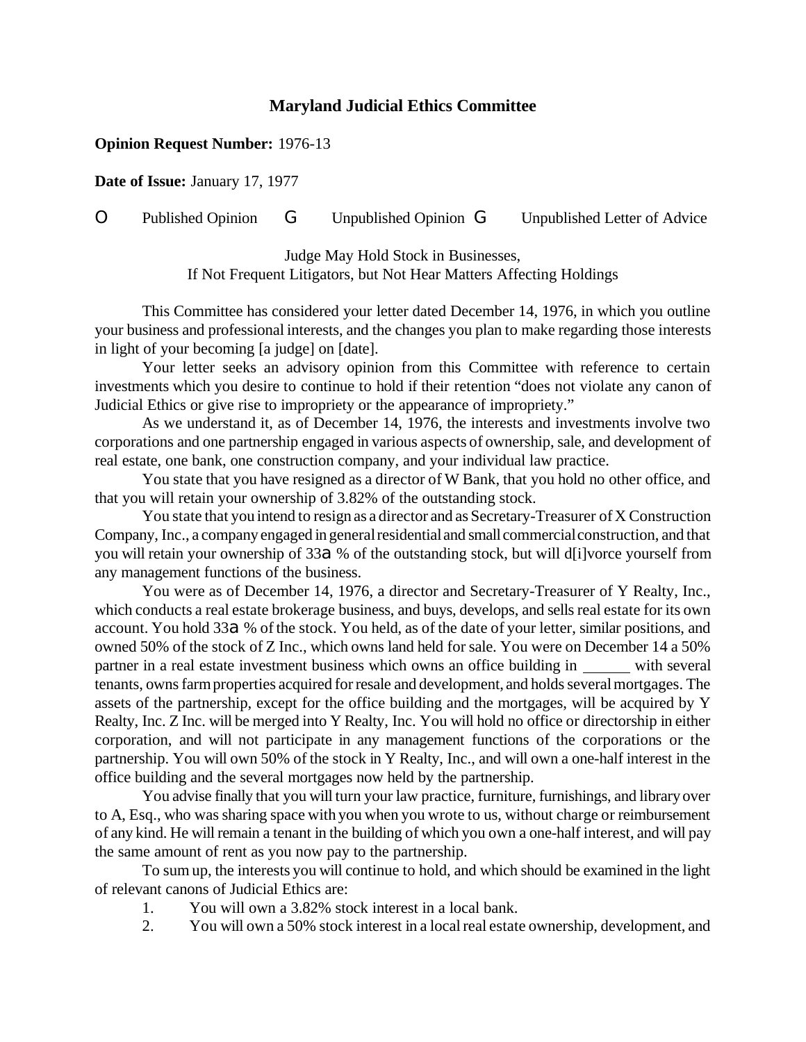## Maryland Judicial Ethics Committee

**Opinion Request Number:** 1976-13

**Date of Issue:** January 17, 1977

O Published Opinion G Unpublished Opinion G Unpublished Letter of Advice

Judge May Hold Stock in Businesses,
If Not Frequent Litigators, but Not Hear Matters Affecting Holdings

This Committee has considered your letter dated December 14, 1976, in which you outline your business and professional interests, and the changes you plan to make regarding those interests in light of your becoming [a judge] on [date].

Your letter seeks an advisory opinion from this Committee with reference to certain investments which you desire to continue to hold if their retention "does not violate any canon of Judicial Ethics or give rise to impropriety or the appearance of impropriety."

As we understand it, as of December 14, 1976, the interests and investments involve two corporations and one partnership engaged in various aspects of ownership, sale, and development of real estate, one bank, one construction company, and your individual law practice.

You state that you have resigned as a director of W Bank, that you hold no other office, and that you will retain your ownership of 3.82% of the outstanding stock.

You state that you intend to resign as a director and as Secretary-Treasurer of X Construction Company, Inc., a company engaged in general residential and small commercial construction, and that you will retain your ownership of 33a % of the outstanding stock, but will d[i]vorce yourself from any management functions of the business.

You were as of December 14, 1976, a director and Secretary-Treasurer of Y Realty, Inc., which conducts a real estate brokerage business, and buys, develops, and sells real estate for its own account. You hold 33a % of the stock. You held, as of the date of your letter, similar positions, and owned 50% of the stock of Z Inc., which owns land held for sale. You were on December 14 a 50% partner in a real estate investment business which owns an office building in ______ with several tenants, owns farm properties acquired for resale and development, and holds several mortgages. The assets of the partnership, except for the office building and the mortgages, will be acquired by Y Realty, Inc. Z Inc. will be merged into Y Realty, Inc. You will hold no office or directorship in either corporation, and will not participate in any management functions of the corporations or the partnership. You will own 50% of the stock in Y Realty, Inc., and will own a one-half interest in the office building and the several mortgages now held by the partnership.

You advise finally that you will turn your law practice, furniture, furnishings, and library over to A, Esq., who was sharing space with you when you wrote to us, without charge or reimbursement of any kind. He will remain a tenant in the building of which you own a one-half interest, and will pay the same amount of rent as you now pay to the partnership.

To sum up, the interests you will continue to hold, and which should be examined in the light of relevant canons of Judicial Ethics are:

1. You will own a 3.82% stock interest in a local bank.
2. You will own a 50% stock interest in a local real estate ownership, development, and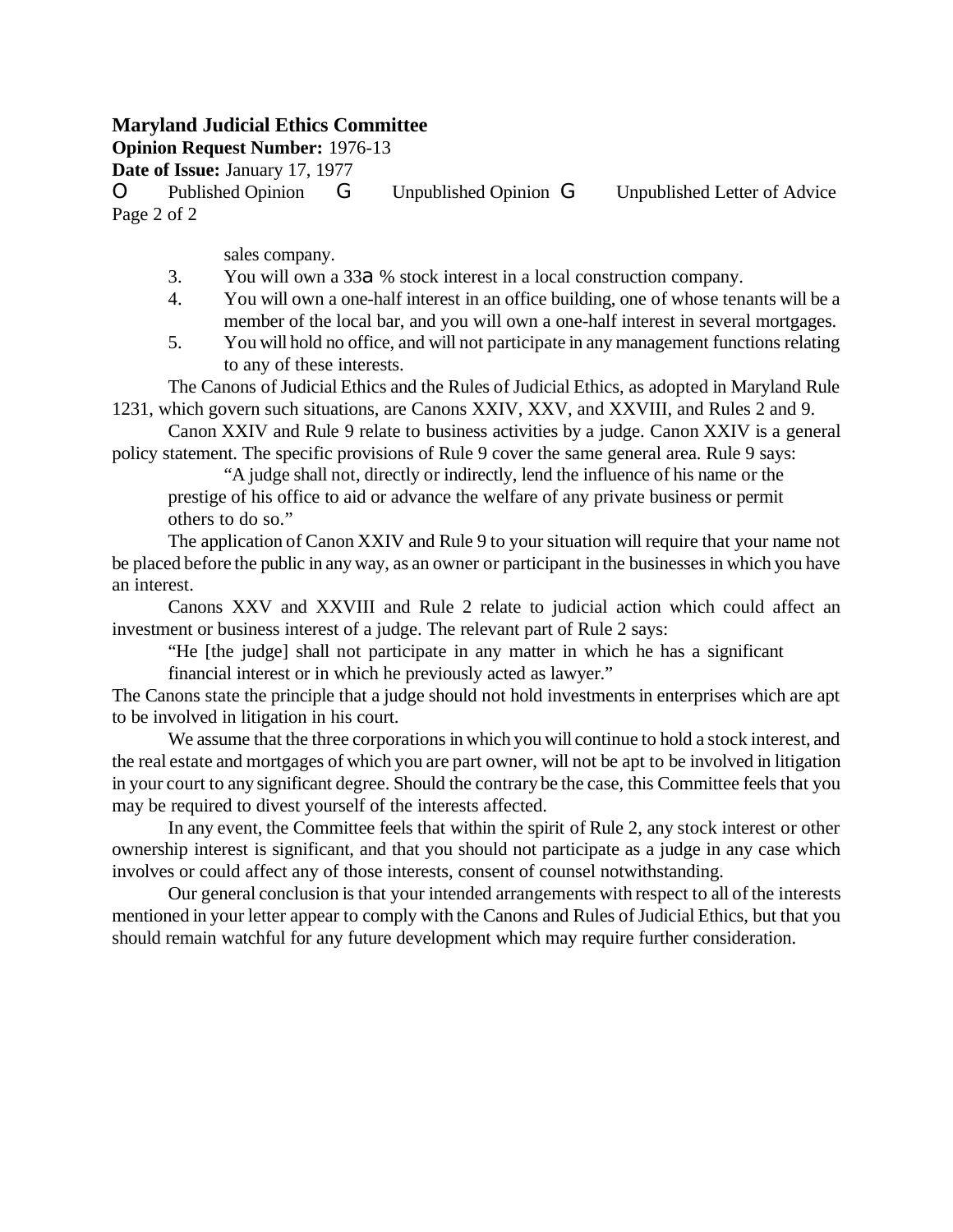sales company.

3. You will own a 33a % stock interest in a local construction company.
4. You will own a one-half interest in an office building, one of whose tenants will be a member of the local bar, and you will own a one-half interest in several mortgages.
5. You will hold no office, and will not participate in any management functions relating to any of these interests.

The Canons of Judicial Ethics and the Rules of Judicial Ethics, as adopted in Maryland Rule 1231, which govern such situations, are Canons XXIV, XXV, and XXVIII, and Rules 2 and 9.

Canon XXIV and Rule 9 relate to business activities by a judge. Canon XXIV is a general policy statement. The specific provisions of Rule 9 cover the same general area. Rule 9 says:

> "A judge shall not, directly or indirectly, lend the influence of his name or the prestige of his office to aid or advance the welfare of any private business or permit others to do so."

The application of Canon XXIV and Rule 9 to your situation will require that your name not be placed before the public in any way, as an owner or participant in the businesses in which you have an interest.

Canons XXV and XXVIII and Rule 2 relate to judicial action which could affect an investment or business interest of a judge. The relevant part of Rule 2 says:

> "He [the judge] shall not participate in any matter in which he has a significant financial interest or in which he previously acted as lawyer."

The Canons state the principle that a judge should not hold investments in enterprises which are apt to be involved in litigation in his court.

We assume that the three corporations in which you will continue to hold a stock interest, and the real estate and mortgages of which you are part owner, will not be apt to be involved in litigation in your court to any significant degree. Should the contrary be the case, this Committee feels that you may be required to divest yourself of the interests affected.

In any event, the Committee feels that within the spirit of Rule 2, any stock interest or other ownership interest is significant, and that you should not participate as a judge in any case which involves or could affect any of those interests, consent of counsel notwithstanding.

Our general conclusion is that your intended arrangements with respect to all of the interests mentioned in your letter appear to comply with the Canons and Rules of Judicial Ethics, but that you should remain watchful for any future development which may require further consideration.